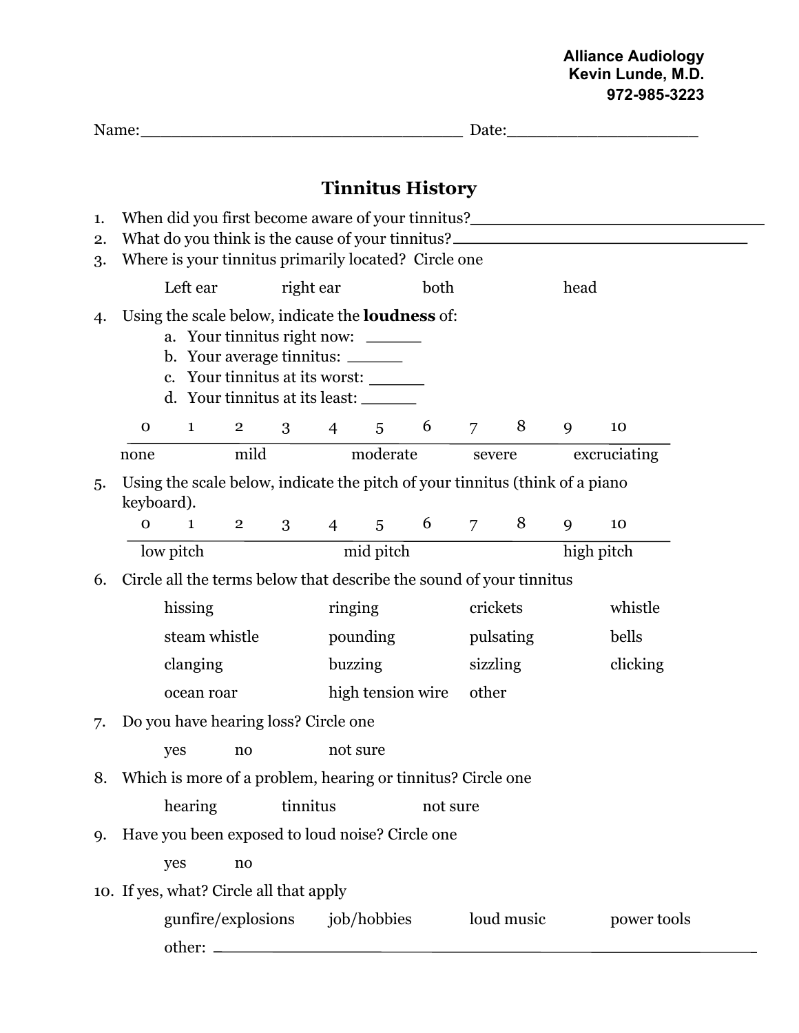**Alliance Audiology**
**Kevin Lunde, M.D.**
**972-985-3223**

Name:________________________________ Date:___________________

# Tinnitus History

1. When did you first become aware of your tinnitus?______________________________
2. What do you think is the cause of your tinnitus?_______________________________
3. Where is your tinnitus primarily located? Circle one

   Left ear     right ear     both     head

4. Using the scale below, indicate the **loudness** of:
   a. Your tinnitus right now: ______
   b. Your average tinnitus: ______
   c. Your tinnitus at its worst: ______
   d. Your tinnitus at its least: ______

   0   1   2   3   4   5   6   7   8   9   10

   none     mild     moderate     severe     excruciating

5. Using the scale below, indicate the pitch of your tinnitus (think of a piano keyboard).

   0   1   2   3   4   5   6   7   8   9   10

   low pitch     mid pitch     high pitch

6. Circle all the terms below that describe the sound of your tinnitus

| | | | |
|---|---|---|---|
| hissing | ringing | crickets | whistle |
| steam whistle | pounding | pulsating | bells |
| clanging | buzzing | sizzling | clicking |
| ocean roar | high tension wire | other | |

7. Do you have hearing loss? Circle one

   yes     no     not sure

8. Which is more of a problem, hearing or tinnitus? Circle one

   hearing     tinnitus     not sure

9. Have you been exposed to loud noise? Circle one

   yes     no

10. If yes, what? Circle all that apply

    gunfire/explosions     job/hobbies     loud music     power tools

    other: ________________________________________________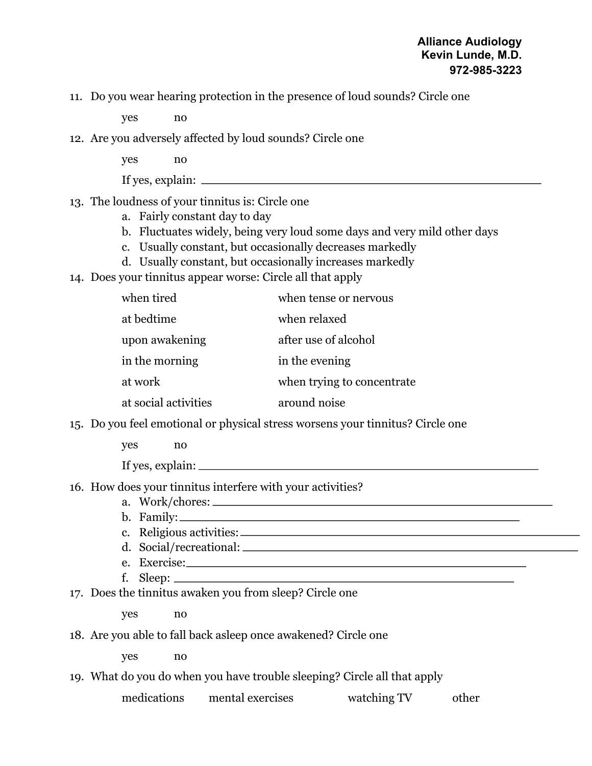11. Do you wear hearing protection in the presence of loud sounds? Circle one

    yes    no

12. Are you adversely affected by loud sounds? Circle one

    yes    no

    If yes, explain: ______________________________________________

13. The loudness of your tinnitus is: Circle one
    a. Fairly constant day to day
    b. Fluctuates widely, being very loud some days and very mild other days
    c. Usually constant, but occasionally decreases markedly
    d. Usually constant, but occasionally increases markedly

14. Does your tinnitus appear worse: Circle all that apply

    | | |
    |---|---|
    | when tired | when tense or nervous |
    | at bedtime | when relaxed |
    | upon awakening | after use of alcohol |
    | in the morning | in the evening |
    | at work | when trying to concentrate |
    | at social activities | around noise |

15. Do you feel emotional or physical stress worsens your tinnitus? Circle one

    yes    no

    If yes, explain: ______________________________________________

16. How does your tinnitus interfere with your activities?
    a. Work/chores: ______________________________________________
    b. Family: ______________________________________________
    c. Religious activities: ______________________________________________
    d. Social/recreational: ______________________________________________
    e. Exercise: ______________________________________________
    f. Sleep: ______________________________________________

17. Does the tinnitus awaken you from sleep? Circle one

    yes    no

18. Are you able to fall back asleep once awakened? Circle one

    yes    no

19. What do you do when you have trouble sleeping? Circle all that apply

    medications    mental exercises    watching TV    other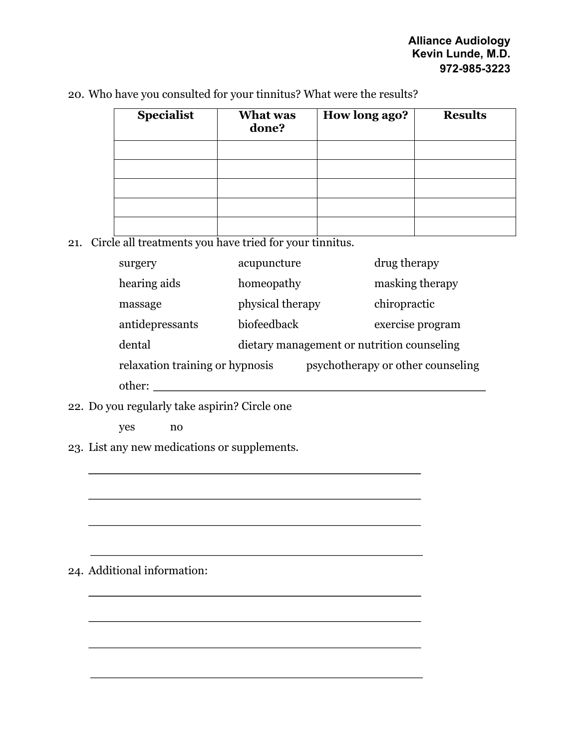**Alliance Audiology**
**Kevin Lunde, M.D.**
**972-985-3223**

20. Who have you consulted for your tinnitus? What were the results?

| Specialist | What was done? | How long ago? | Results |
|---|---|---|---|
| | | | |
| | | | |
| | | | |
| | | | |
| | | | |

21. Circle all treatments you have tried for your tinnitus.

surgery acupuncture drug therapy
hearing aids homeopathy masking therapy
massage physical therapy chiropractic
antidepressants biofeedback exercise program
dental dietary management or nutrition counseling
relaxation training or hypnosis psychotherapy or other counseling
other: ______________________________________________

22. Do you regularly take aspirin? Circle one

yes no

23. List any new medications or supplements.

______________________________________________

______________________________________________

______________________________________________

______________________________________________

24. Additional information:

______________________________________________

______________________________________________

______________________________________________

______________________________________________